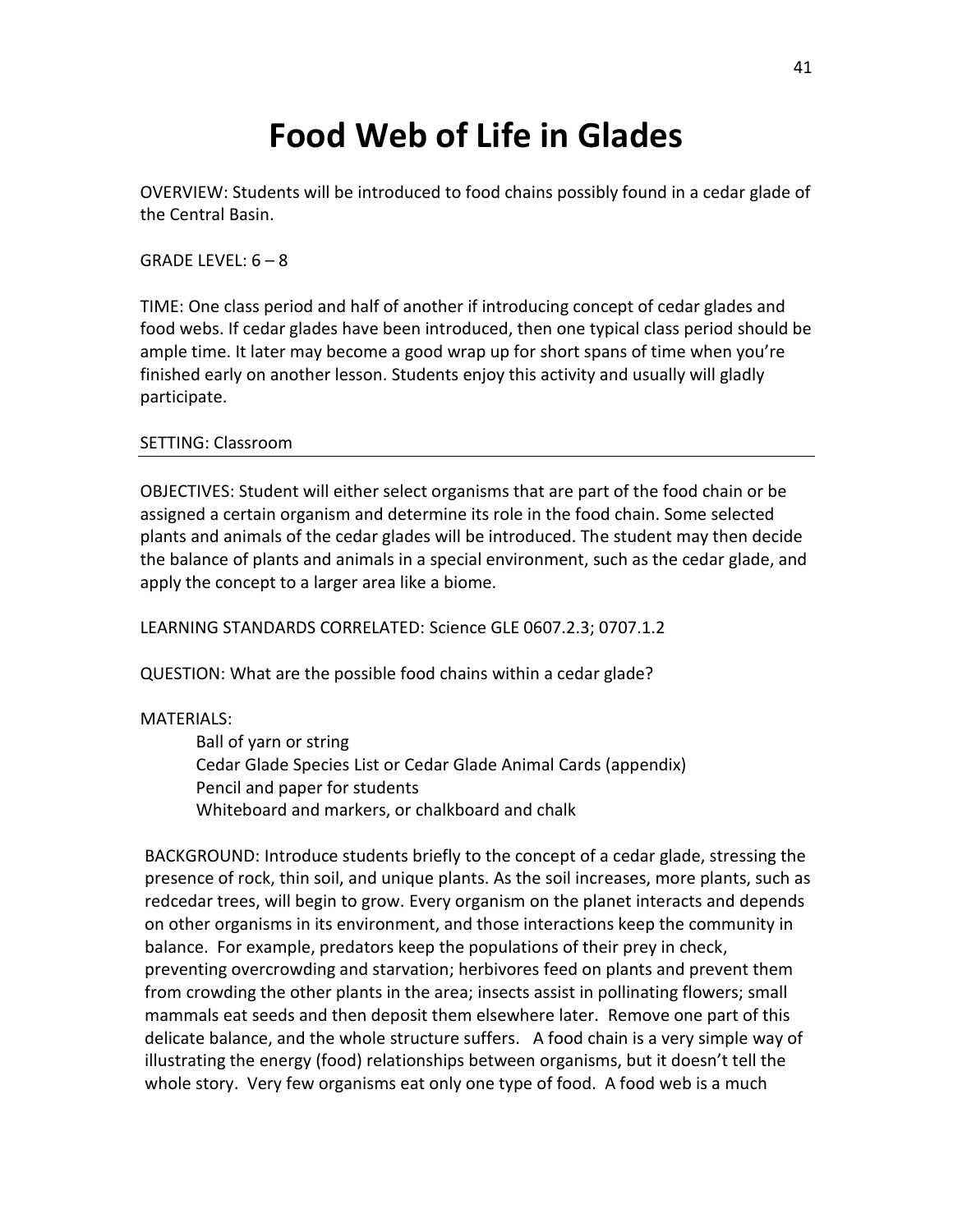# Food Web of Life in Glades

OVERVIEW: Students will be introduced to food chains possibly found in a cedar glade of the Central Basin.

GRADE LEVEL: 6 – 8

TIME: One class period and half of another if introducing concept of cedar glades and food webs. If cedar glades have been introduced, then one typical class period should be ample time. It later may become a good wrap up for short spans of time when you're finished early on another lesson. Students enjoy this activity and usually will gladly participate.

SETTING: Classroom

---

OBJECTIVES: Student will either select organisms that are part of the food chain or be assigned a certain organism and determine its role in the food chain. Some selected plants and animals of the cedar glades will be introduced. The student may then decide the balance of plants and animals in a special environment, such as the cedar glade, and apply the concept to a larger area like a biome.

LEARNING STANDARDS CORRELATED: Science GLE 0607.2.3; 0707.1.2

QUESTION: What are the possible food chains within a cedar glade?

MATERIALS:

- Ball of yarn or string
- Cedar Glade Species List or Cedar Glade Animal Cards (appendix)
- Pencil and paper for students
- Whiteboard and markers, or chalkboard and chalk

BACKGROUND: Introduce students briefly to the concept of a cedar glade, stressing the presence of rock, thin soil, and unique plants. As the soil increases, more plants, such as redcedar trees, will begin to grow. Every organism on the planet interacts and depends on other organisms in its environment, and those interactions keep the community in balance. For example, predators keep the populations of their prey in check, preventing overcrowding and starvation; herbivores feed on plants and prevent them from crowding the other plants in the area; insects assist in pollinating flowers; small mammals eat seeds and then deposit them elsewhere later. Remove one part of this delicate balance, and the whole structure suffers. A food chain is a very simple way of illustrating the energy (food) relationships between organisms, but it doesn't tell the whole story. Very few organisms eat only one type of food. A food web is a much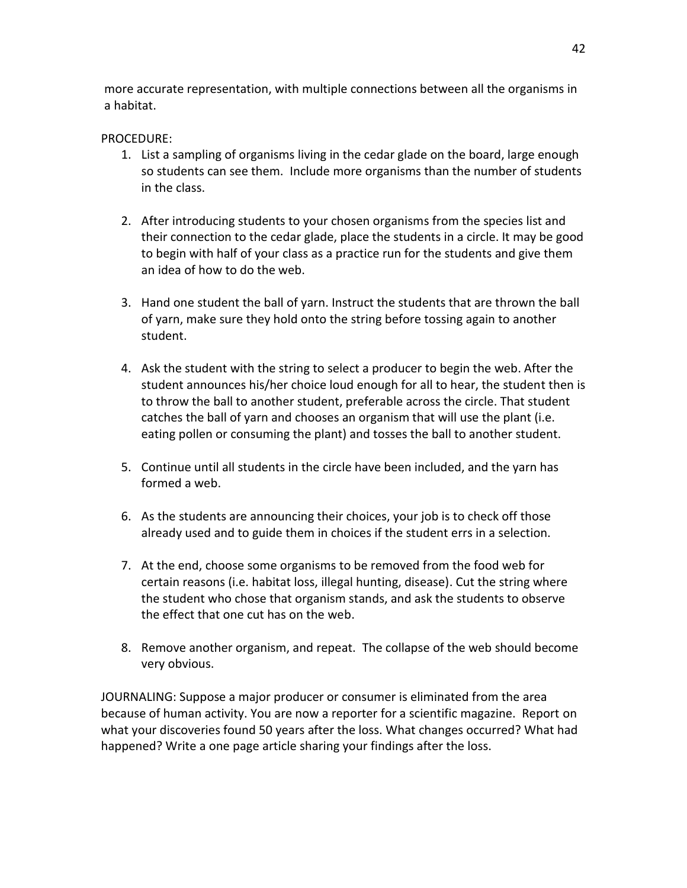more accurate representation, with multiple connections between all the organisms in a habitat.

PROCEDURE:

1. List a sampling of organisms living in the cedar glade on the board, large enough so students can see them. Include more organisms than the number of students in the class.

2. After introducing students to your chosen organisms from the species list and their connection to the cedar glade, place the students in a circle. It may be good to begin with half of your class as a practice run for the students and give them an idea of how to do the web.

3. Hand one student the ball of yarn. Instruct the students that are thrown the ball of yarn, make sure they hold onto the string before tossing again to another student.

4. Ask the student with the string to select a producer to begin the web. After the student announces his/her choice loud enough for all to hear, the student then is to throw the ball to another student, preferable across the circle. That student catches the ball of yarn and chooses an organism that will use the plant (i.e. eating pollen or consuming the plant) and tosses the ball to another student.

5. Continue until all students in the circle have been included, and the yarn has formed a web.

6. As the students are announcing their choices, your job is to check off those already used and to guide them in choices if the student errs in a selection.

7. At the end, choose some organisms to be removed from the food web for certain reasons (i.e. habitat loss, illegal hunting, disease). Cut the string where the student who chose that organism stands, and ask the students to observe the effect that one cut has on the web.

8. Remove another organism, and repeat. The collapse of the web should become very obvious.

JOURNALING: Suppose a major producer or consumer is eliminated from the area because of human activity. You are now a reporter for a scientific magazine. Report on what your discoveries found 50 years after the loss. What changes occurred? What had happened? Write a one page article sharing your findings after the loss.